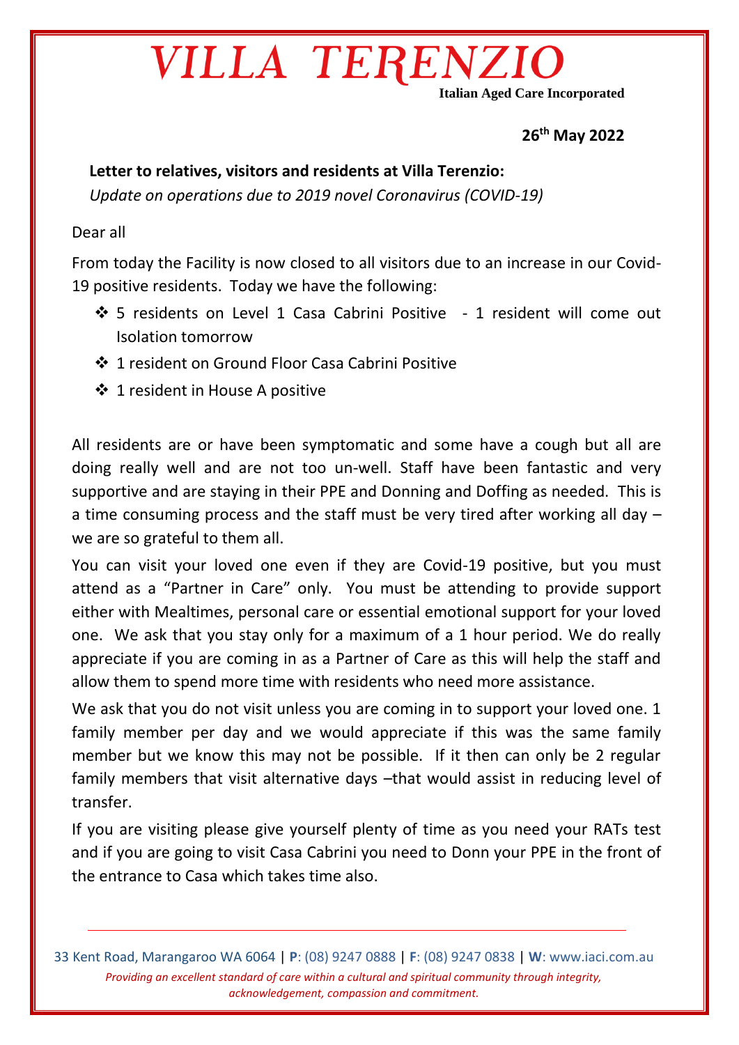# VILLA TERENZIO

**Italian Aged Care Incorporated**

**26th May 2022**

**Letter to relatives, visitors and residents at Villa Terenzio:**

*Update on operations due to 2019 novel Coronavirus (COVID-19)*

Dear all

From today the Facility is now closed to all visitors due to an increase in our Covid-19 positive residents. Today we have the following:

- 5 residents on Level 1 Casa Cabrini Positive - 1 resident will come out Isolation tomorrow
- 1 resident on Ground Floor Casa Cabrini Positive
- 1 resident in House A positive

All residents are or have been symptomatic and some have a cough but all are doing really well and are not too un-well. Staff have been fantastic and very supportive and are staying in their PPE and Donning and Doffing as needed. This is a time consuming process and the staff must be very tired after working all day – we are so grateful to them all.

You can visit your loved one even if they are Covid-19 positive, but you must attend as a "Partner in Care" only. You must be attending to provide support either with Mealtimes, personal care or essential emotional support for your loved one. We ask that you stay only for a maximum of a 1 hour period. We do really appreciate if you are coming in as a Partner of Care as this will help the staff and allow them to spend more time with residents who need more assistance.

We ask that you do not visit unless you are coming in to support your loved one. 1 family member per day and we would appreciate if this was the same family member but we know this may not be possible. If it then can only be 2 regular family members that visit alternative days –that would assist in reducing level of transfer.

If you are visiting please give yourself plenty of time as you need your RATs test and if you are going to visit Casa Cabrini you need to Donn your PPE in the front of the entrance to Casa which takes time also.

33 Kent Road, Marangaroo WA 6064 | **P**: (08) 9247 0888 | **F**: (08) 9247 0838 | **W**: www.iaci.com.au

*Providing an excellent standard of care within a cultural and spiritual community through integrity, acknowledgement, compassion and commitment.*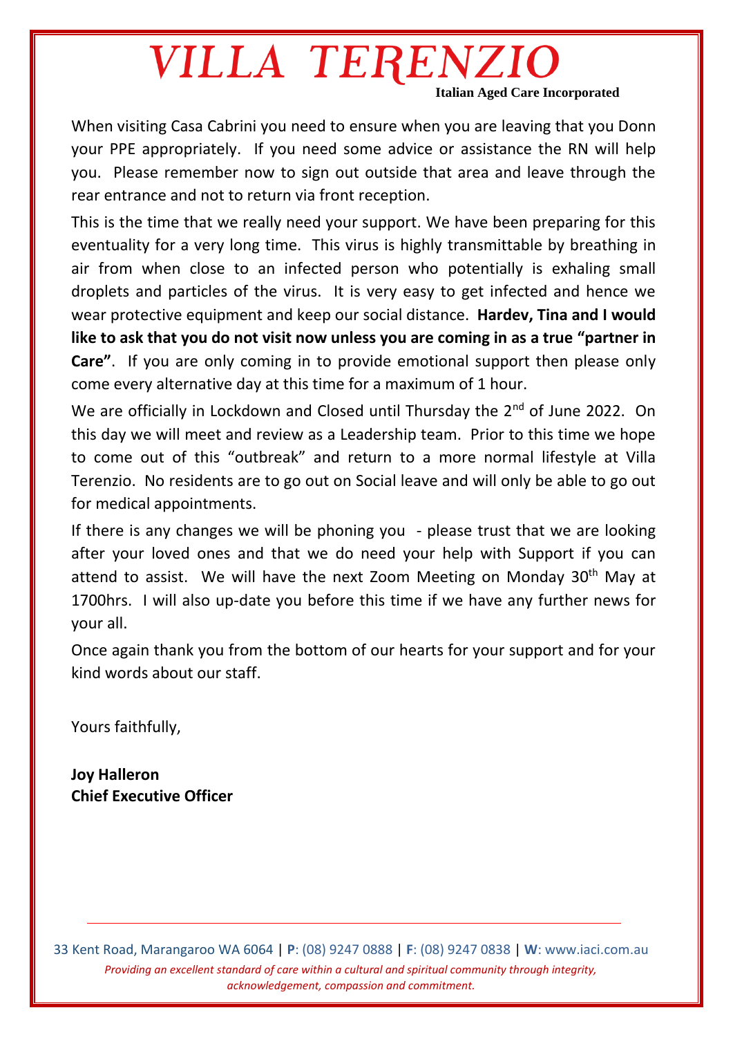When visiting Casa Cabrini you need to ensure when you are leaving that you Donn your PPE appropriately. If you need some advice or assistance the RN will help you. Please remember now to sign out outside that area and leave through the rear entrance and not to return via front reception.

This is the time that we really need your support. We have been preparing for this eventuality for a very long time. This virus is highly transmittable by breathing in air from when close to an infected person who potentially is exhaling small droplets and particles of the virus. It is very easy to get infected and hence we wear protective equipment and keep our social distance. **Hardev, Tina and I would like to ask that you do not visit now unless you are coming in as a true "partner in Care"**. If you are only coming in to provide emotional support then please only come every alternative day at this time for a maximum of 1 hour.

We are officially in Lockdown and Closed until Thursday the 2nd of June 2022. On this day we will meet and review as a Leadership team. Prior to this time we hope to come out of this "outbreak" and return to a more normal lifestyle at Villa Terenzio. No residents are to go out on Social leave and will only be able to go out for medical appointments.

If there is any changes we will be phoning you - please trust that we are looking after your loved ones and that we do need your help with Support if you can attend to assist. We will have the next Zoom Meeting on Monday 30th May at 1700hrs. I will also up-date you before this time if we have any further news for your all.

Once again thank you from the bottom of our hearts for your support and for your kind words about our staff.

Yours faithfully,

**Joy Halleron**
**Chief Executive Officer**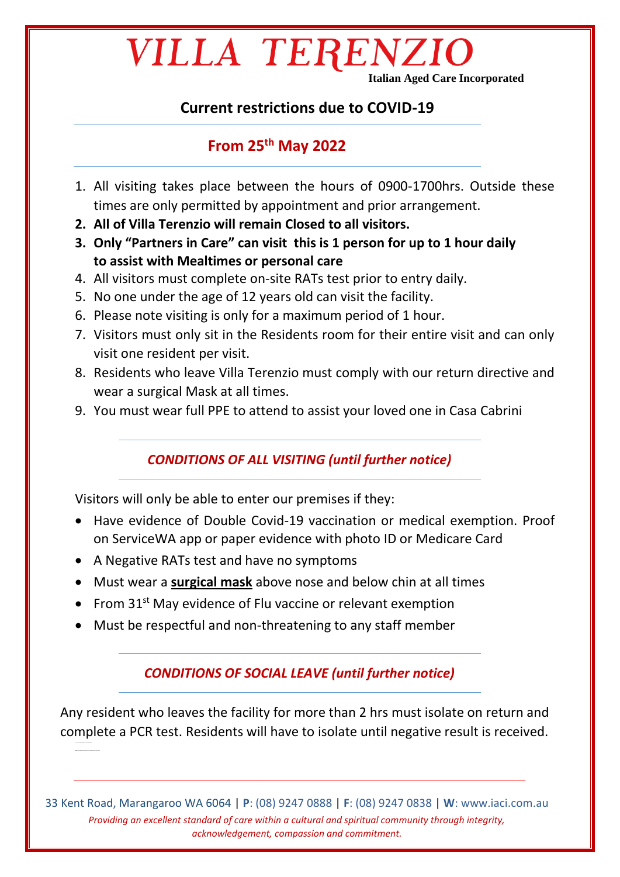# VILLA TERENZIO

**Italian Aged Care Incorporated**

## Current restrictions due to COVID-19

## From 25th May 2022

1. All visiting takes place between the hours of 0900-1700hrs. Outside these times are only permitted by appointment and prior arrangement.
2. **All of Villa Terenzio will remain Closed to all visitors.**
3. **Only "Partners in Care" can visit this is 1 person for up to 1 hour daily to assist with Mealtimes or personal care**
4. All visitors must complete on-site RATs test prior to entry daily.
5. No one under the age of 12 years old can visit the facility.
6. Please note visiting is only for a maximum period of 1 hour.
7. Visitors must only sit in the Residents room for their entire visit and can only visit one resident per visit.
8. Residents who leave Villa Terenzio must comply with our return directive and wear a surgical Mask at all times.
9. You must wear full PPE to attend to assist your loved one in Casa Cabrini

### *CONDITIONS OF ALL VISITING (until further notice)*

Visitors will only be able to enter our premises if they:

- Have evidence of Double Covid-19 vaccination or medical exemption. Proof on ServiceWA app or paper evidence with photo ID or Medicare Card
- A Negative RATs test and have no symptoms
- Must wear a **surgical mask** above nose and below chin at all times
- From 31st May evidence of Flu vaccine or relevant exemption
- Must be respectful and non-threatening to any staff member

### *CONDITIONS OF SOCIAL LEAVE (until further notice)*

Any resident who leaves the facility for more than 2 hrs must isolate on return and complete a PCR test. Residents will have to isolate until negative result is received.

33 Kent Road, Marangaroo WA 6064 | **P**: (08) 9247 0888 | **F**: (08) 9247 0838 | **W**: www.iaci.com.au

*Providing an excellent standard of care within a cultural and spiritual community through integrity, acknowledgement, compassion and commitment.*